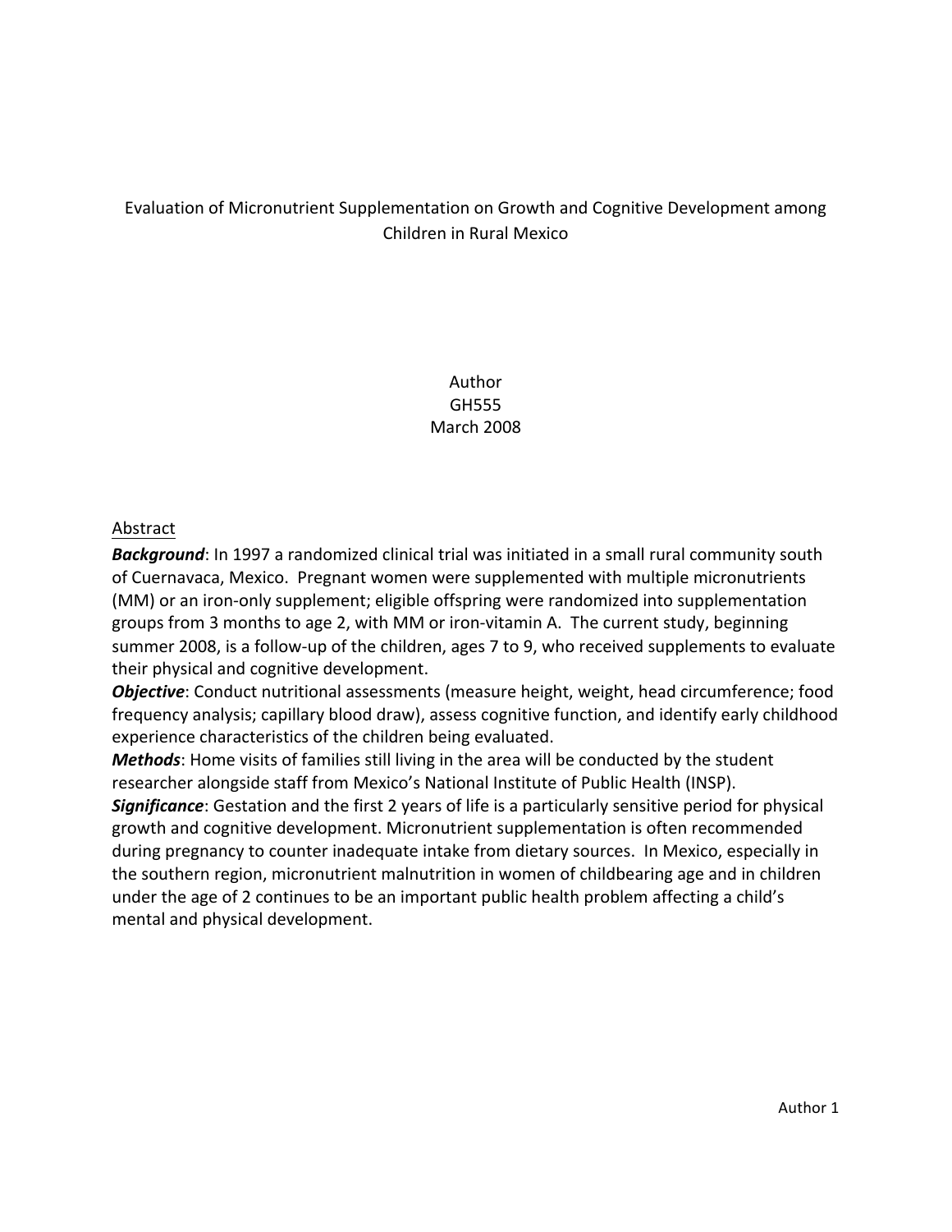# Evaluation of Micronutrient Supplementation on Growth and Cognitive Development among Children in Rural Mexico

Author
GH555
March 2008

## Abstract

***Background***: In 1997 a randomized clinical trial was initiated in a small rural community south of Cuernavaca, Mexico. Pregnant women were supplemented with multiple micronutrients (MM) or an iron-only supplement; eligible offspring were randomized into supplementation groups from 3 months to age 2, with MM or iron-vitamin A. The current study, beginning summer 2008, is a follow-up of the children, ages 7 to 9, who received supplements to evaluate their physical and cognitive development.

***Objective***: Conduct nutritional assessments (measure height, weight, head circumference; food frequency analysis; capillary blood draw), assess cognitive function, and identify early childhood experience characteristics of the children being evaluated.

***Methods***: Home visits of families still living in the area will be conducted by the student researcher alongside staff from Mexico's National Institute of Public Health (INSP).

***Significance***: Gestation and the first 2 years of life is a particularly sensitive period for physical growth and cognitive development. Micronutrient supplementation is often recommended during pregnancy to counter inadequate intake from dietary sources. In Mexico, especially in the southern region, micronutrient malnutrition in women of childbearing age and in children under the age of 2 continues to be an important public health problem affecting a child's mental and physical development.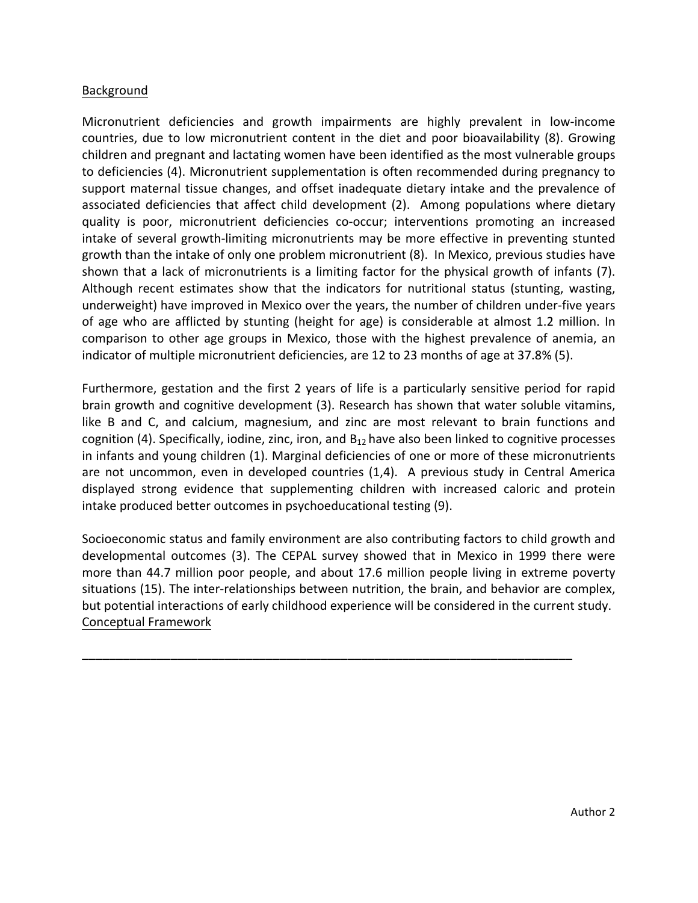## Background

Micronutrient deficiencies and growth impairments are highly prevalent in low-income countries, due to low micronutrient content in the diet and poor bioavailability (8). Growing children and pregnant and lactating women have been identified as the most vulnerable groups to deficiencies (4). Micronutrient supplementation is often recommended during pregnancy to support maternal tissue changes, and offset inadequate dietary intake and the prevalence of associated deficiencies that affect child development (2). Among populations where dietary quality is poor, micronutrient deficiencies co-occur; interventions promoting an increased intake of several growth-limiting micronutrients may be more effective in preventing stunted growth than the intake of only one problem micronutrient (8). In Mexico, previous studies have shown that a lack of micronutrients is a limiting factor for the physical growth of infants (7). Although recent estimates show that the indicators for nutritional status (stunting, wasting, underweight) have improved in Mexico over the years, the number of children under-five years of age who are afflicted by stunting (height for age) is considerable at almost 1.2 million. In comparison to other age groups in Mexico, those with the highest prevalence of anemia, an indicator of multiple micronutrient deficiencies, are 12 to 23 months of age at 37.8% (5).

Furthermore, gestation and the first 2 years of life is a particularly sensitive period for rapid brain growth and cognitive development (3). Research has shown that water soluble vitamins, like B and C, and calcium, magnesium, and zinc are most relevant to brain functions and cognition (4). Specifically, iodine, zinc, iron, and $B_{12}$ have also been linked to cognitive processes in infants and young children (1). Marginal deficiencies of one or more of these micronutrients are not uncommon, even in developed countries (1,4). A previous study in Central America displayed strong evidence that supplementing children with increased caloric and protein intake produced better outcomes in psychoeducational testing (9).

Socioeconomic status and family environment are also contributing factors to child growth and developmental outcomes (3). The CEPAL survey showed that in Mexico in 1999 there were more than 44.7 million poor people, and about 17.6 million people living in extreme poverty situations (15). The inter-relationships between nutrition, the brain, and behavior are complex, but potential interactions of early childhood experience will be considered in the current study.

## Conceptual Framework

___________________________________________________________________________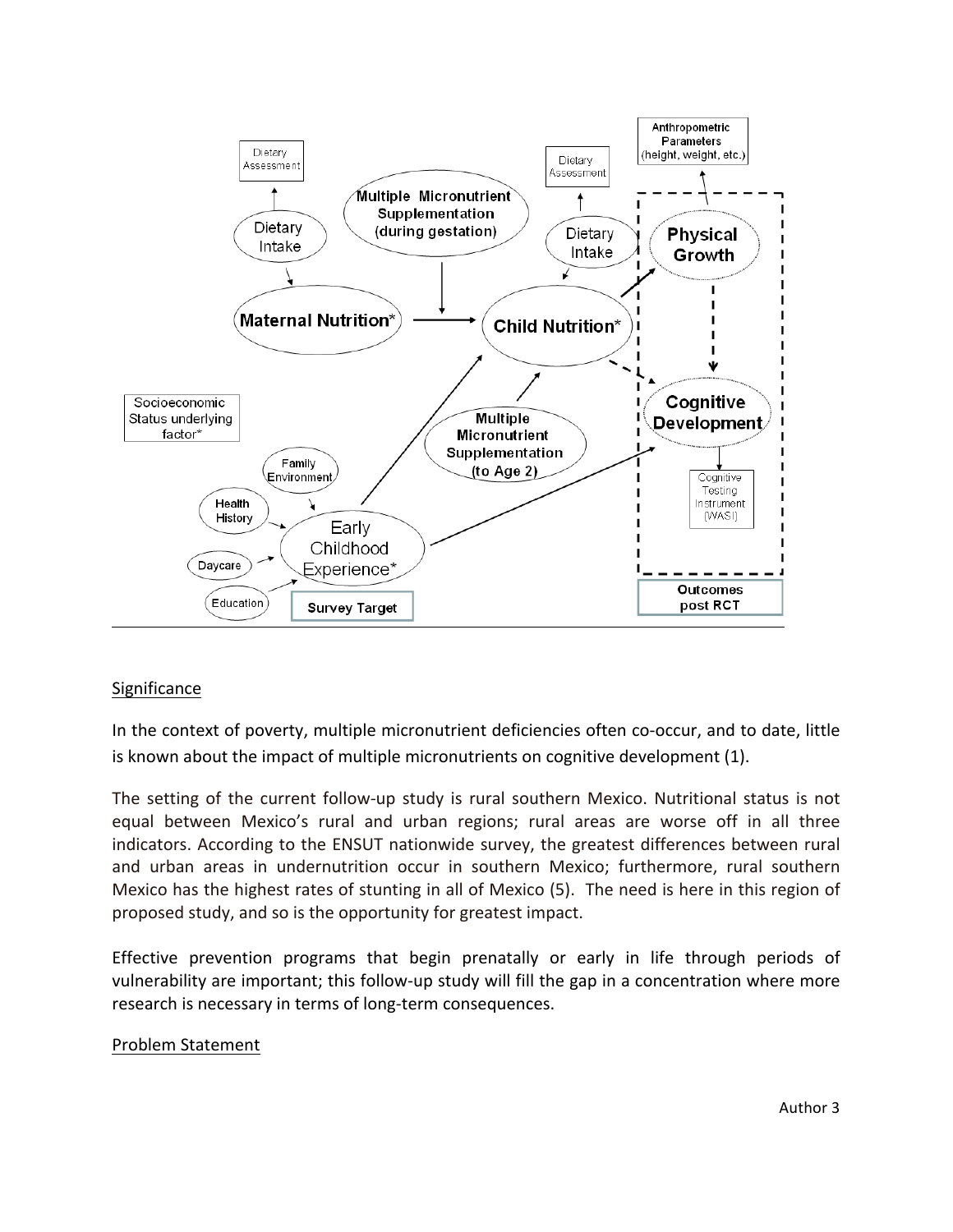## Significance

In the context of poverty, multiple micronutrient deficiencies often co-occur, and to date, little is known about the impact of multiple micronutrients on cognitive development (1).

The setting of the current follow-up study is rural southern Mexico. Nutritional status is not equal between Mexico's rural and urban regions; rural areas are worse off in all three indicators. According to the ENSUT nationwide survey, the greatest differences between rural and urban areas in undernutrition occur in southern Mexico; furthermore, rural southern Mexico has the highest rates of stunting in all of Mexico (5). The need is here in this region of proposed study, and so is the opportunity for greatest impact.

Effective prevention programs that begin prenatally or early in life through periods of vulnerability are important; this follow-up study will fill the gap in a concentration where more research is necessary in terms of long-term consequences.

## Problem Statement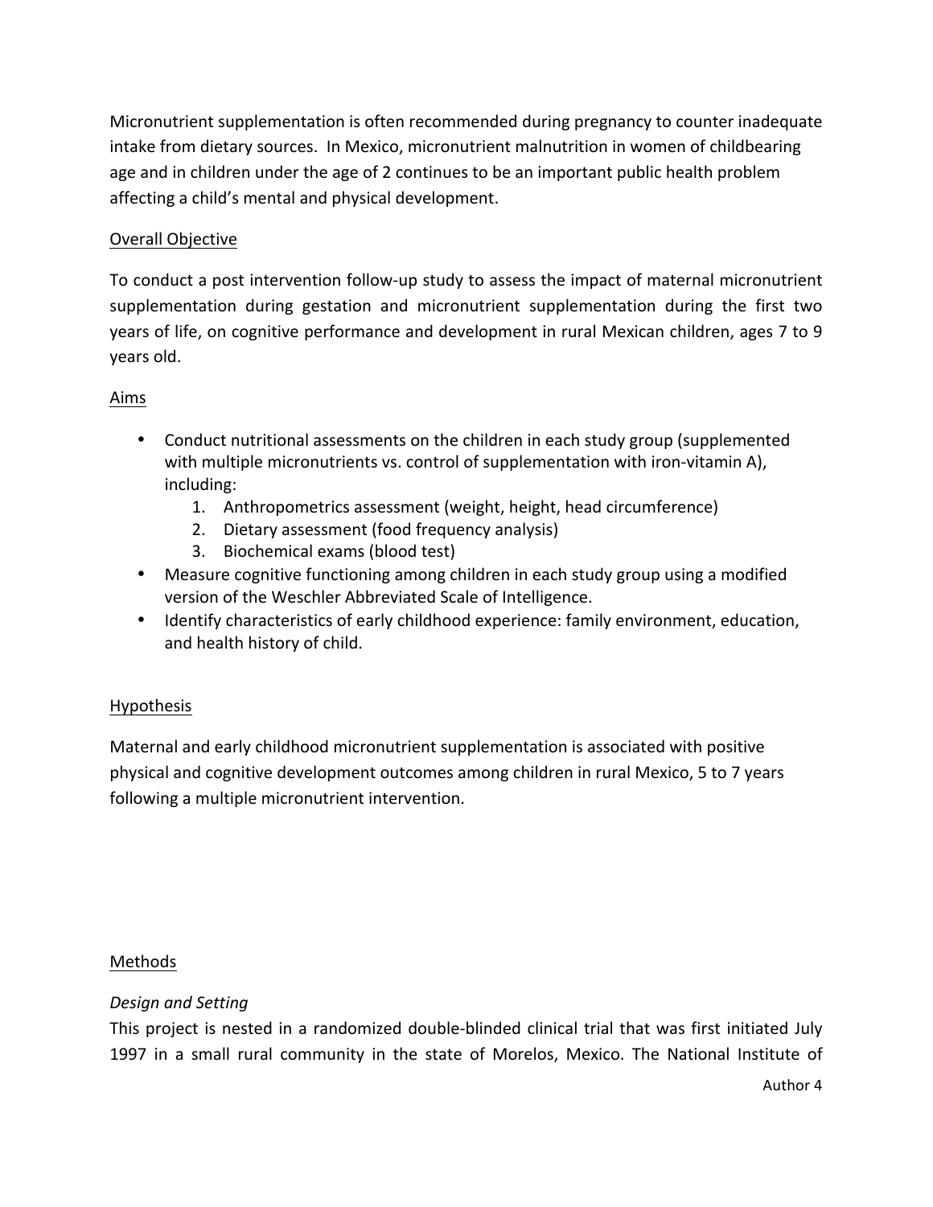Micronutrient supplementation is often recommended during pregnancy to counter inadequate intake from dietary sources. In Mexico, micronutrient malnutrition in women of childbearing age and in children under the age of 2 continues to be an important public health problem affecting a child's mental and physical development.

## Overall Objective

To conduct a post intervention follow-up study to assess the impact of maternal micronutrient supplementation during gestation and micronutrient supplementation during the first two years of life, on cognitive performance and development in rural Mexican children, ages 7 to 9 years old.

## Aims

- Conduct nutritional assessments on the children in each study group (supplemented with multiple micronutrients vs. control of supplementation with iron-vitamin A), including:
    1. Anthropometrics assessment (weight, height, head circumference)
    2. Dietary assessment (food frequency analysis)
    3. Biochemical exams (blood test)
- Measure cognitive functioning among children in each study group using a modified version of the Weschler Abbreviated Scale of Intelligence.
- Identify characteristics of early childhood experience: family environment, education, and health history of child.

## Hypothesis

Maternal and early childhood micronutrient supplementation is associated with positive physical and cognitive development outcomes among children in rural Mexico, 5 to 7 years following a multiple micronutrient intervention.

## Methods

### *Design and Setting*

This project is nested in a randomized double-blinded clinical trial that was first initiated July 1997 in a small rural community in the state of Morelos, Mexico. The National Institute of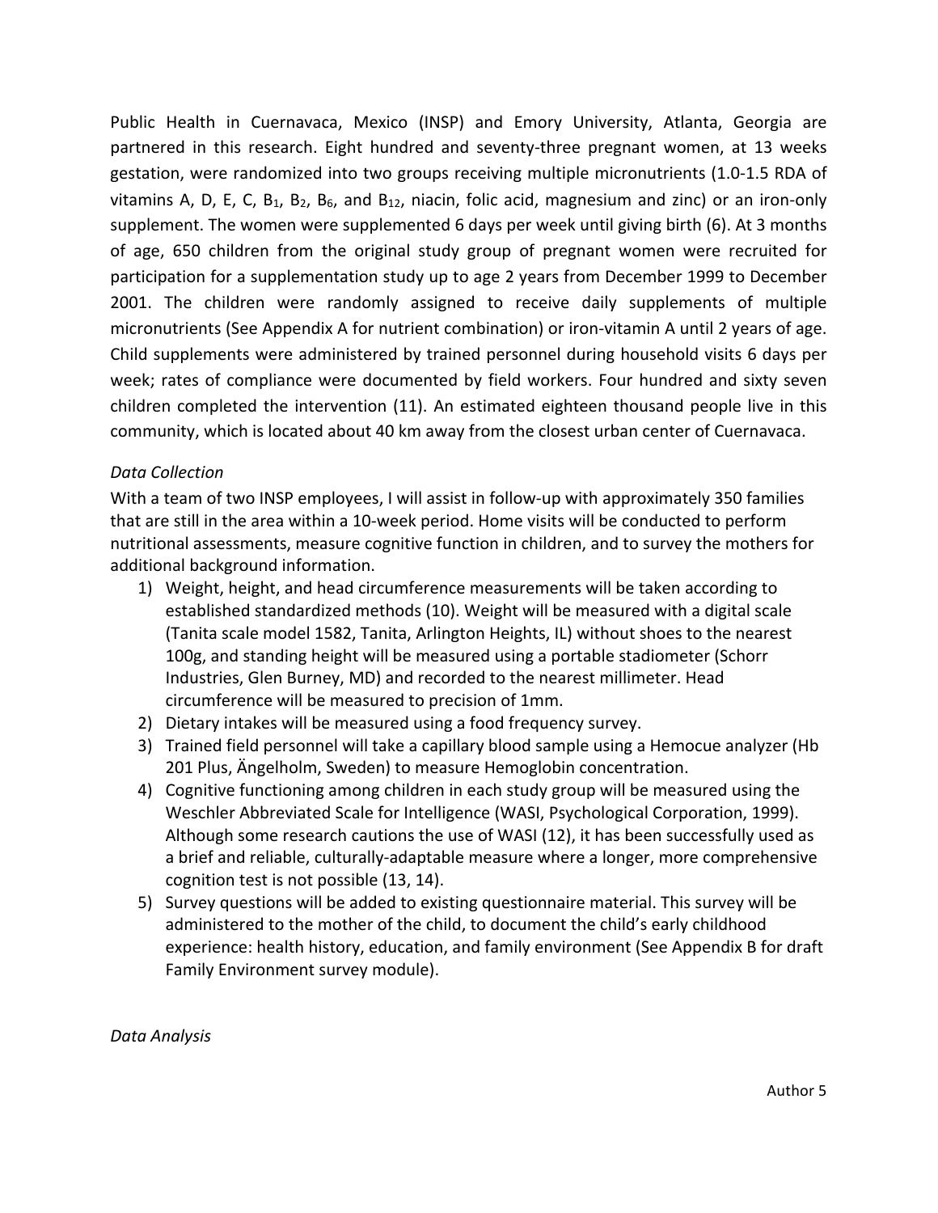Public Health in Cuernavaca, Mexico (INSP) and Emory University, Atlanta, Georgia are partnered in this research. Eight hundred and seventy-three pregnant women, at 13 weeks gestation, were randomized into two groups receiving multiple micronutrients (1.0-1.5 RDA of vitamins A, D, E, C, $B_1$, $B_2$, $B_6$, and $B_{12}$, niacin, folic acid, magnesium and zinc) or an iron-only supplement. The women were supplemented 6 days per week until giving birth (6). At 3 months of age, 650 children from the original study group of pregnant women were recruited for participation for a supplementation study up to age 2 years from December 1999 to December 2001. The children were randomly assigned to receive daily supplements of multiple micronutrients (See Appendix A for nutrient combination) or iron-vitamin A until 2 years of age. Child supplements were administered by trained personnel during household visits 6 days per week; rates of compliance were documented by field workers. Four hundred and sixty seven children completed the intervention (11). An estimated eighteen thousand people live in this community, which is located about 40 km away from the closest urban center of Cuernavaca.

*Data Collection*

With a team of two INSP employees, I will assist in follow-up with approximately 350 families that are still in the area within a 10-week period. Home visits will be conducted to perform nutritional assessments, measure cognitive function in children, and to survey the mothers for additional background information.

1) Weight, height, and head circumference measurements will be taken according to established standardized methods (10). Weight will be measured with a digital scale (Tanita scale model 1582, Tanita, Arlington Heights, IL) without shoes to the nearest 100g, and standing height will be measured using a portable stadiometer (Schorr Industries, Glen Burney, MD) and recorded to the nearest millimeter. Head circumference will be measured to precision of 1mm.
2) Dietary intakes will be measured using a food frequency survey.
3) Trained field personnel will take a capillary blood sample using a Hemocue analyzer (Hb 201 Plus, Ängelholm, Sweden) to measure Hemoglobin concentration.
4) Cognitive functioning among children in each study group will be measured using the Weschler Abbreviated Scale for Intelligence (WASI, Psychological Corporation, 1999). Although some research cautions the use of WASI (12), it has been successfully used as a brief and reliable, culturally-adaptable measure where a longer, more comprehensive cognition test is not possible (13, 14).
5) Survey questions will be added to existing questionnaire material. This survey will be administered to the mother of the child, to document the child's early childhood experience: health history, education, and family environment (See Appendix B for draft Family Environment survey module).

*Data Analysis*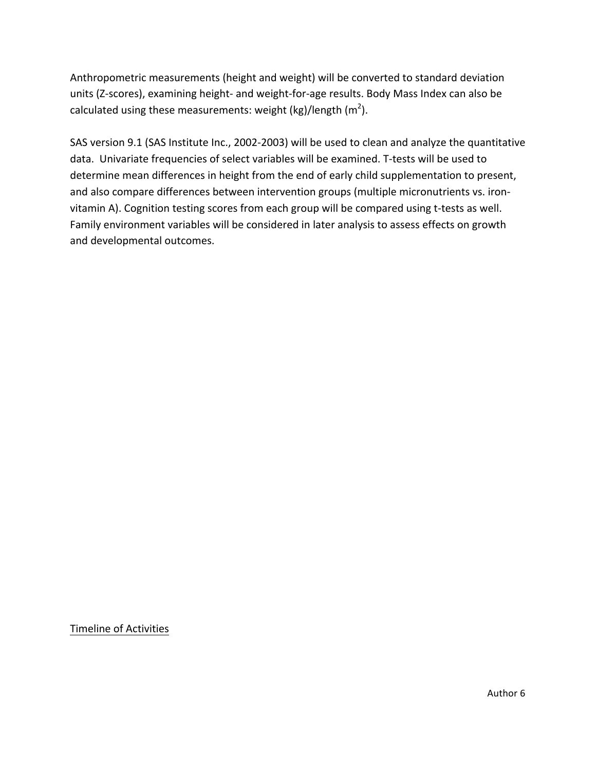Anthropometric measurements (height and weight) will be converted to standard deviation units (Z-scores), examining height- and weight-for-age results. Body Mass Index can also be calculated using these measurements: weight (kg)/length ($m^2$).

SAS version 9.1 (SAS Institute Inc., 2002-2003) will be used to clean and analyze the quantitative data. Univariate frequencies of select variables will be examined. T-tests will be used to determine mean differences in height from the end of early child supplementation to present, and also compare differences between intervention groups (multiple micronutrients vs. iron-vitamin A). Cognition testing scores from each group will be compared using t-tests as well. Family environment variables will be considered in later analysis to assess effects on growth and developmental outcomes.

Timeline of Activities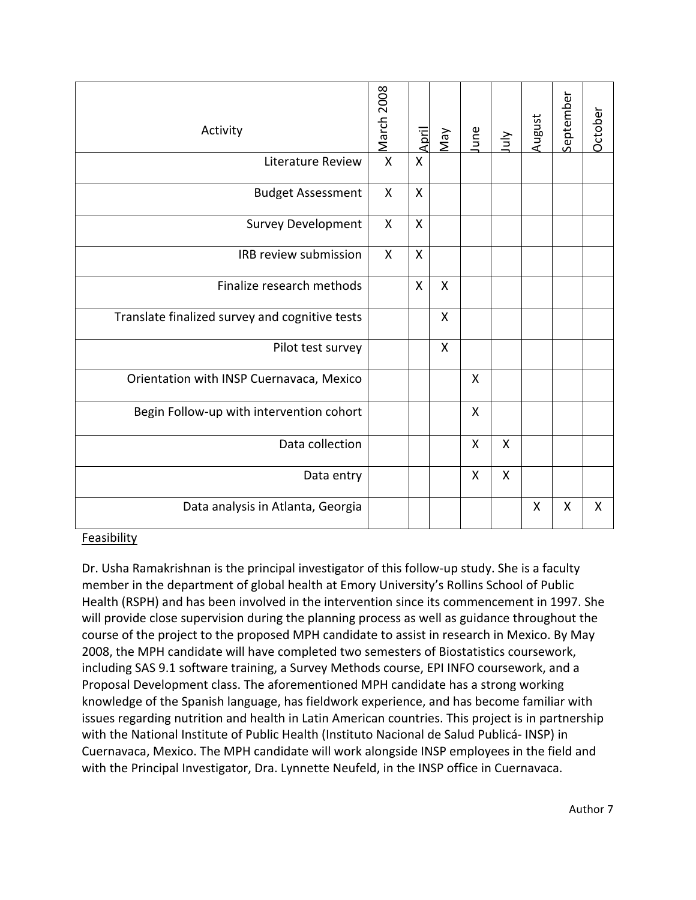| Activity | March 2008 | April | May | June | July | August | September | October |
|---|---|---|---|---|---|---|---|---|
| Literature Review | X | X | | | | | | |
| Budget Assessment | X | X | | | | | | |
| Survey Development | X | X | | | | | | |
| IRB review submission | X | X | | | | | | |
| Finalize research methods | | X | X | | | | | |
| Translate finalized survey and cognitive tests | | | X | | | | | |
| Pilot test survey | | | X | | | | | |
| Orientation with INSP Cuernavaca, Mexico | | | | X | | | | |
| Begin Follow-up with intervention cohort | | | | X | | | | |
| Data collection | | | | X | X | | | |
| Data entry | | | | X | X | | | |
| Data analysis in Atlanta, Georgia | | | | | | X | X | X |

Feasibility

Dr. Usha Ramakrishnan is the principal investigator of this follow-up study. She is a faculty member in the department of global health at Emory University's Rollins School of Public Health (RSPH) and has been involved in the intervention since its commencement in 1997. She will provide close supervision during the planning process as well as guidance throughout the course of the project to the proposed MPH candidate to assist in research in Mexico. By May 2008, the MPH candidate will have completed two semesters of Biostatistics coursework, including SAS 9.1 software training, a Survey Methods course, EPI INFO coursework, and a Proposal Development class. The aforementioned MPH candidate has a strong working knowledge of the Spanish language, has fieldwork experience, and has become familiar with issues regarding nutrition and health in Latin American countries. This project is in partnership with the National Institute of Public Health (Instituto Nacional de Salud Publicá- INSP) in Cuernavaca, Mexico. The MPH candidate will work alongside INSP employees in the field and with the Principal Investigator, Dra. Lynnette Neufeld, in the INSP office in Cuernavaca.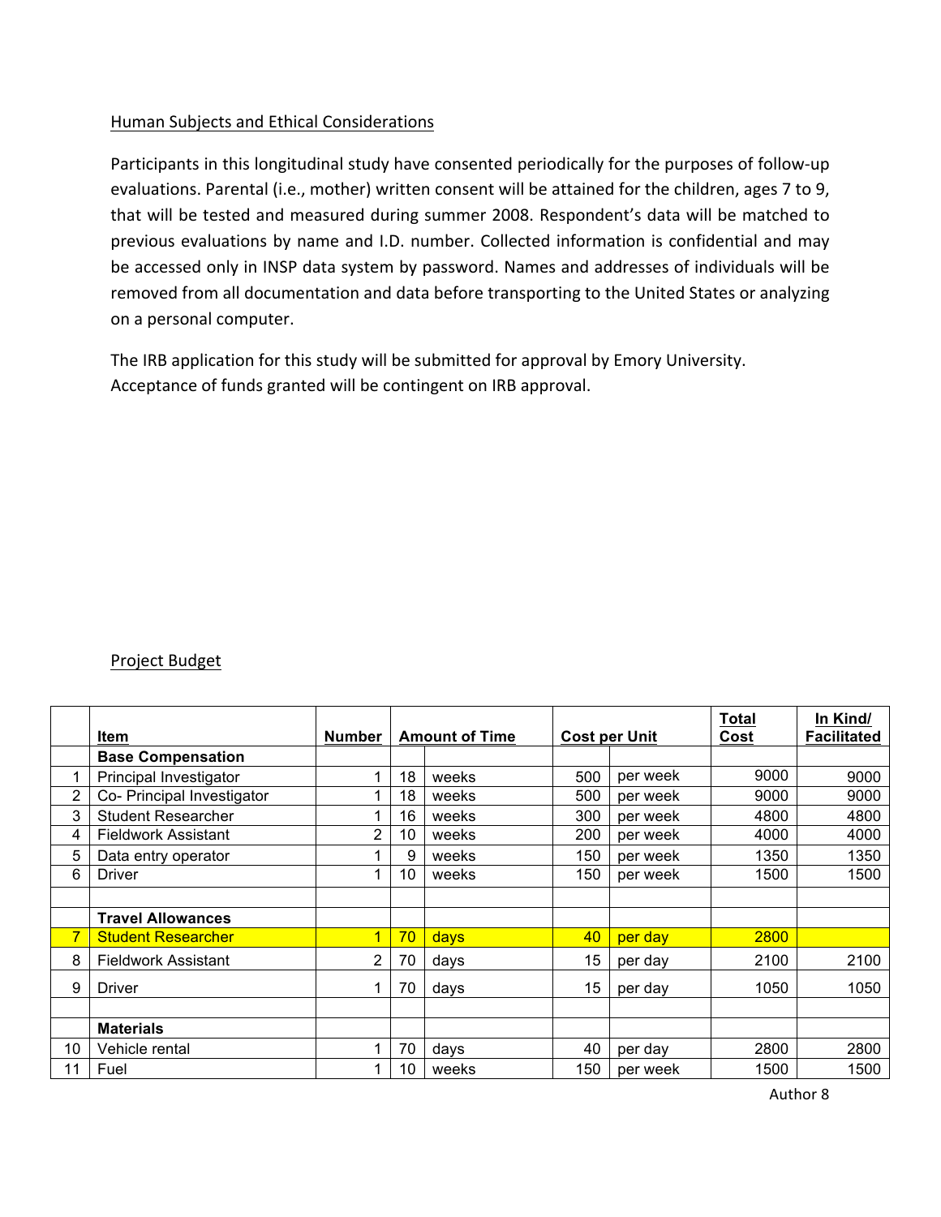Human Subjects and Ethical Considerations

Participants in this longitudinal study have consented periodically for the purposes of follow-up evaluations. Parental (i.e., mother) written consent will be attained for the children, ages 7 to 9, that will be tested and measured during summer 2008. Respondent's data will be matched to previous evaluations by name and I.D. number. Collected information is confidential and may be accessed only in INSP data system by password. Names and addresses of individuals will be removed from all documentation and data before transporting to the United States or analyzing on a personal computer.

The IRB application for this study will be submitted for approval by Emory University. Acceptance of funds granted will be contingent on IRB approval.

Project Budget

| | Item | Number | Amount of Time | | Cost per Unit | | Total Cost | In Kind/ Facilitated |
|---|---|---|---|---|---|---|---|---|
| | **Base Compensation** | | | | | | | |
| 1 | Principal Investigator | 1 | 18 | weeks | 500 | per week | 9000 | 9000 |
| 2 | Co- Principal Investigator | 1 | 18 | weeks | 500 | per week | 9000 | 9000 |
| 3 | Student Researcher | 1 | 16 | weeks | 300 | per week | 4800 | 4800 |
| 4 | Fieldwork Assistant | 2 | 10 | weeks | 200 | per week | 4000 | 4000 |
| 5 | Data entry operator | 1 | 9 | weeks | 150 | per week | 1350 | 1350 |
| 6 | Driver | 1 | 10 | weeks | 150 | per week | 1500 | 1500 |
| | | | | | | | | |
| | **Travel Allowances** | | | | | | | |
| 7 | Student Researcher | 1 | 70 | days | 40 | per day | 2800 | |
| 8 | Fieldwork Assistant | 2 | 70 | days | 15 | per day | 2100 | 2100 |
| 9 | Driver | 1 | 70 | days | 15 | per day | 1050 | 1050 |
| | | | | | | | | |
| | **Materials** | | | | | | | |
| 10 | Vehicle rental | 1 | 70 | days | 40 | per day | 2800 | 2800 |
| 11 | Fuel | 1 | 10 | weeks | 150 | per week | 1500 | 1500 |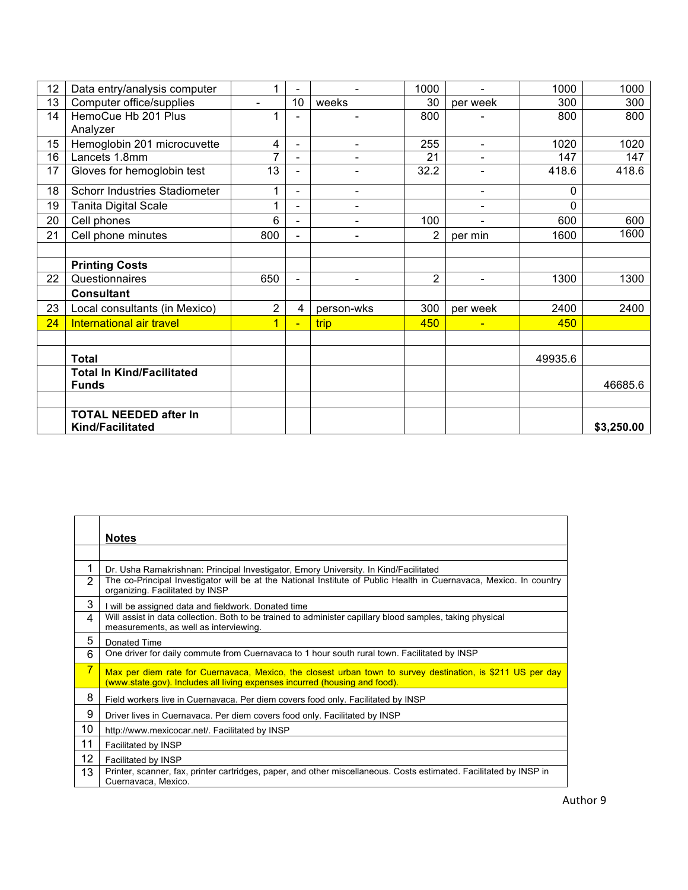| | | | | | | | | |
|---|---|---|---|---|---|---|---|---|
| 12 | Data entry/analysis computer | 1 | - | - | 1000 | - | 1000 | 1000 |
| 13 | Computer office/supplies | - | 10 | weeks | 30 | per week | 300 | 300 |
| 14 | HemoCue Hb 201 Plus Analyzer | 1 | - | - | 800 | - | 800 | 800 |
| 15 | Hemoglobin 201 microcuvette | 4 | - | - | 255 | - | 1020 | 1020 |
| 16 | Lancets 1.8mm | 7 | - | - | 21 | - | 147 | 147 |
| 17 | Gloves for hemoglobin test | 13 | - | - | 32.2 | - | 418.6 | 418.6 |
| 18 | Schorr Industries Stadiometer | 1 | - | - | | - | 0 | |
| 19 | Tanita Digital Scale | 1 | - | - | | - | 0 | |
| 20 | Cell phones | 6 | - | - | 100 | - | 600 | 600 |
| 21 | Cell phone minutes | 800 | - | - | 2 | per min | 1600 | 1600 |
| | | | | | | | | |
| | **Printing Costs** | | | | | | | |
| 22 | Questionnaires | 650 | - | - | 2 | - | 1300 | 1300 |
| | **Consultant** | | | | | | | |
| 23 | Local consultants (in Mexico) | 2 | 4 | person-wks | 300 | per week | 2400 | 2400 |
| 24 | International air travel | 1 | - | trip | 450 | - | 450 | |
| | | | | | | | | |
| | **Total** | | | | | | 49935.6 | |
| | **Total In Kind/Facilitated Funds** | | | | | | | 46685.6 |
| | | | | | | | | |
| | **TOTAL NEEDED after In Kind/Facilitated** | | | | | | | **$3,250.00** |

| | **Notes** |
|---|---|
| | |
| 1 | Dr. Usha Ramakrishnan: Principal Investigator, Emory University. In Kind/Facilitated |
| 2 | The co-Principal Investigator will be at the National Institute of Public Health in Cuernavaca, Mexico. In country organizing. Facilitated by INSP |
| 3 | I will be assigned data and fieldwork. Donated time |
| 4 | Will assist in data collection. Both to be trained to administer capillary blood samples, taking physical measurements, as well as interviewing. |
| 5 | Donated Time |
| 6 | One driver for daily commute from Cuernavaca to 1 hour south rural town. Facilitated by INSP |
| 7 | Max per diem rate for Cuernavaca, Mexico, the closest urban town to survey destination, is $211 US per day (www.state.gov). Includes all living expenses incurred (housing and food). |
| 8 | Field workers live in Cuernavaca. Per diem covers food only. Facilitated by INSP |
| 9 | Driver lives in Cuernavaca. Per diem covers food only. Facilitated by INSP |
| 10 | http://www.mexicocar.net/. Facilitated by INSP |
| 11 | Facilitated by INSP |
| 12 | Facilitated by INSP |
| 13 | Printer, scanner, fax, printer cartridges, paper, and other miscellaneous. Costs estimated. Facilitated by INSP in Cuernavaca, Mexico. |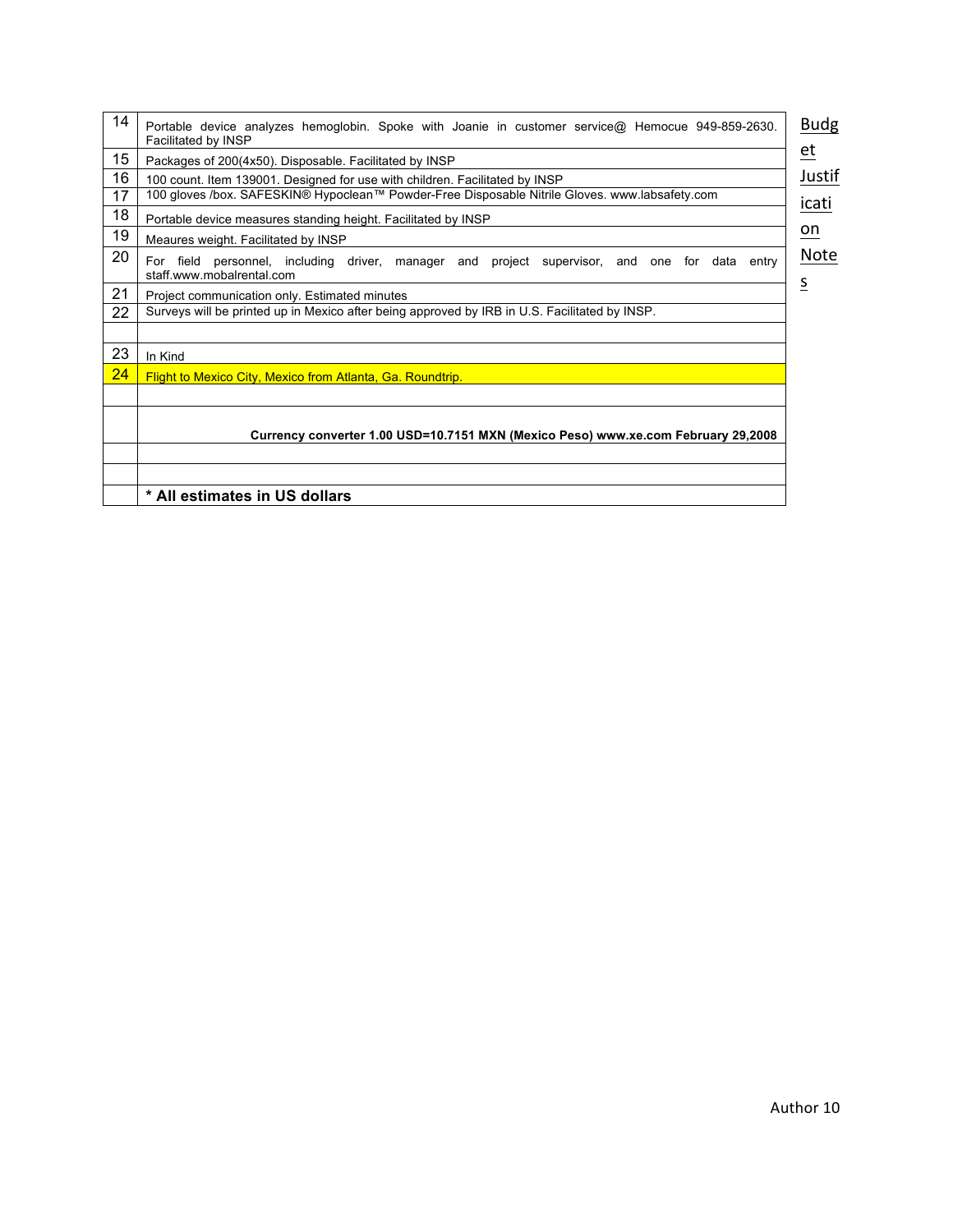| | |
|---|---|
| 14 | Portable device analyzes hemoglobin. Spoke with Joanie in customer service@ Hemocue 949-859-2630. Facilitated by INSP |
| 15 | Packages of 200(4x50). Disposable. Facilitated by INSP |
| 16 | 100 count. Item 139001. Designed for use with children. Facilitated by INSP |
| 17 | 100 gloves /box. SAFESKIN® Hypoclean™ Powder-Free Disposable Nitrile Gloves. www.labsafety.com |
| 18 | Portable device measures standing height. Facilitated by INSP |
| 19 | Meaures weight. Facilitated by INSP |
| 20 | For field personnel, including driver, manager and project supervisor, and one for data entry staff.www.mobalrental.com |
| 21 | Project communication only. Estimated minutes |
| 22 | Surveys will be printed up in Mexico after being approved by IRB in U.S. Facilitated by INSP. |
| | |
| 23 | In Kind |
| 24 | Flight to Mexico City, Mexico from Atlanta, Ga. Roundtrip. |
| | |
| | **Currency converter 1.00 USD=10.7151 MXN (Mexico Peso) www.xe.com February 29,2008** |
| | |
| | |
| | *** All estimates in US dollars** |

Budget Justification Notes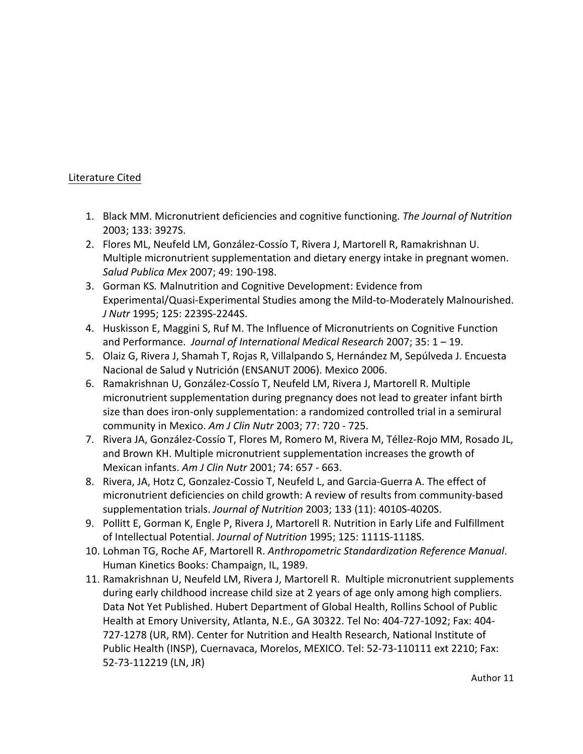Literature Cited

1. Black MM. Micronutrient deficiencies and cognitive functioning. *The Journal of Nutrition* 2003; 133: 3927S.
2. Flores ML, Neufeld LM, González-Cossío T, Rivera J, Martorell R, Ramakrishnan U. Multiple micronutrient supplementation and dietary energy intake in pregnant women. *Salud Publica Mex* 2007; 49: 190-198.
3. Gorman KS. Malnutrition and Cognitive Development: Evidence from Experimental/Quasi-Experimental Studies among the Mild-to-Moderately Malnourished. *J Nutr* 1995; 125: 2239S-2244S.
4. Huskisson E, Maggini S, Ruf M. The Influence of Micronutrients on Cognitive Function and Performance. *Journal of International Medical Research* 2007; 35: 1 – 19.
5. Olaiz G, Rivera J, Shamah T, Rojas R, Villalpando S, Hernández M, Sepúlveda J. Encuesta Nacional de Salud y Nutrición (ENSANUT 2006). Mexico 2006.
6. Ramakrishnan U, González-Cossío T, Neufeld LM, Rivera J, Martorell R. Multiple micronutrient supplementation during pregnancy does not lead to greater infant birth size than does iron-only supplementation: a randomized controlled trial in a semirural community in Mexico. *Am J Clin Nutr* 2003; 77: 720 - 725.
7. Rivera JA, González-Cossío T, Flores M, Romero M, Rivera M, Téllez-Rojo MM, Rosado JL, and Brown KH. Multiple micronutrient supplementation increases the growth of Mexican infants. *Am J Clin Nutr* 2001; 74: 657 - 663.
8. Rivera, JA, Hotz C, Gonzalez-Cossio T, Neufeld L, and Garcia-Guerra A. The effect of micronutrient deficiencies on child growth: A review of results from community-based supplementation trials. *Journal of Nutrition* 2003; 133 (11): 4010S-4020S.
9. Pollitt E, Gorman K, Engle P, Rivera J, Martorell R. Nutrition in Early Life and Fulfillment of Intellectual Potential. *Journal of Nutrition* 1995; 125: 1111S-1118S.
10. Lohman TG, Roche AF, Martorell R. *Anthropometric Standardization Reference Manual*. Human Kinetics Books: Champaign, IL, 1989.
11. Ramakrishnan U, Neufeld LM, Rivera J, Martorell R. Multiple micronutrient supplements during early childhood increase child size at 2 years of age only among high compliers. Data Not Yet Published. Hubert Department of Global Health, Rollins School of Public Health at Emory University, Atlanta, N.E., GA 30322. Tel No: 404-727-1092; Fax: 404-727-1278 (UR, RM). Center for Nutrition and Health Research, National Institute of Public Health (INSP), Cuernavaca, Morelos, MEXICO. Tel: 52-73-110111 ext 2210; Fax: 52-73-112219 (LN, JR)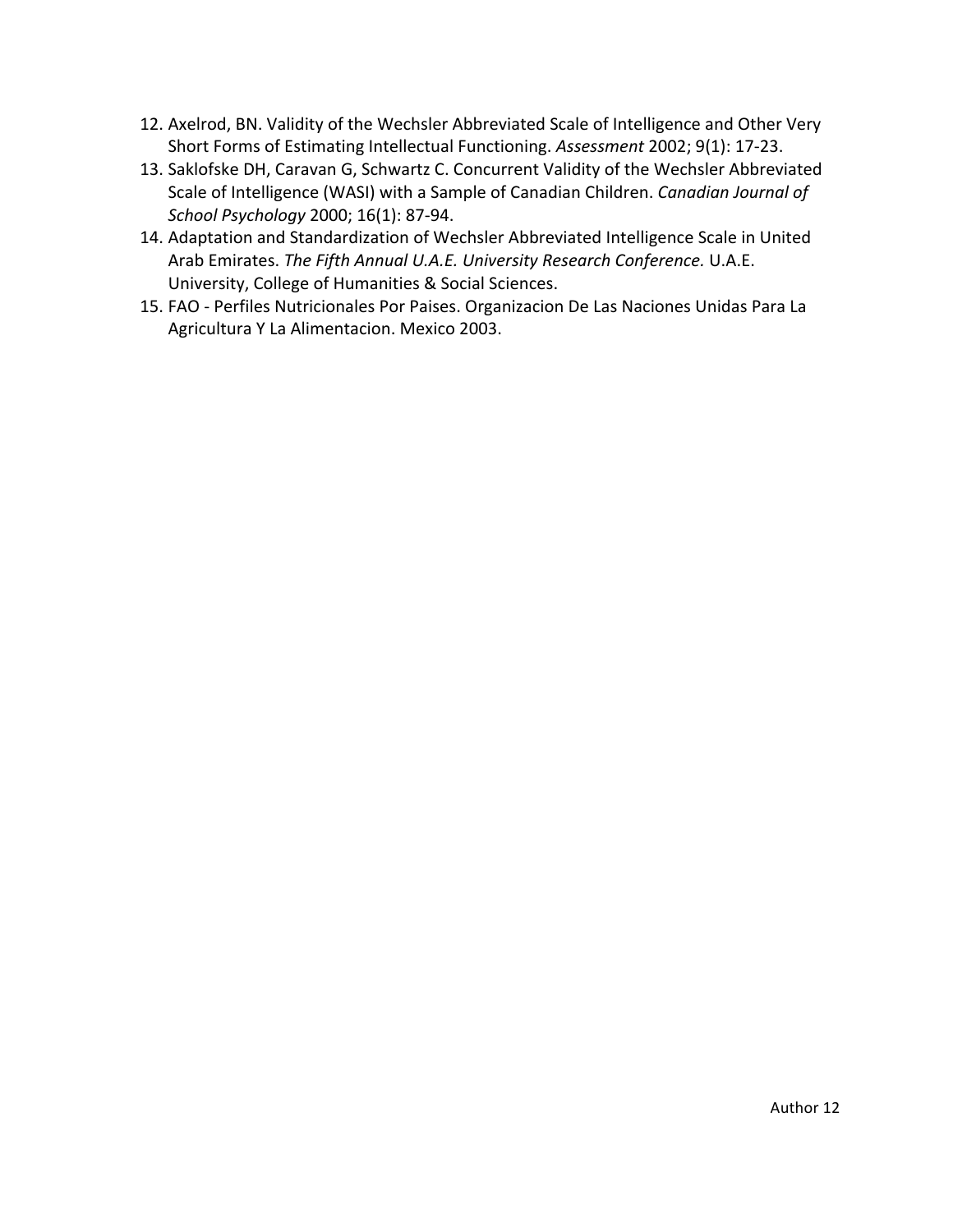12. Axelrod, BN. Validity of the Wechsler Abbreviated Scale of Intelligence and Other Very Short Forms of Estimating Intellectual Functioning. *Assessment* 2002; 9(1): 17-23.
13. Saklofske DH, Caravan G, Schwartz C. Concurrent Validity of the Wechsler Abbreviated Scale of Intelligence (WASI) with a Sample of Canadian Children. *Canadian Journal of School Psychology* 2000; 16(1): 87-94.
14. Adaptation and Standardization of Wechsler Abbreviated Intelligence Scale in United Arab Emirates. *The Fifth Annual U.A.E. University Research Conference.* U.A.E. University, College of Humanities & Social Sciences.
15. FAO - Perfiles Nutricionales Por Paises. Organizacion De Las Naciones Unidas Para La Agricultura Y La Alimentacion. Mexico 2003.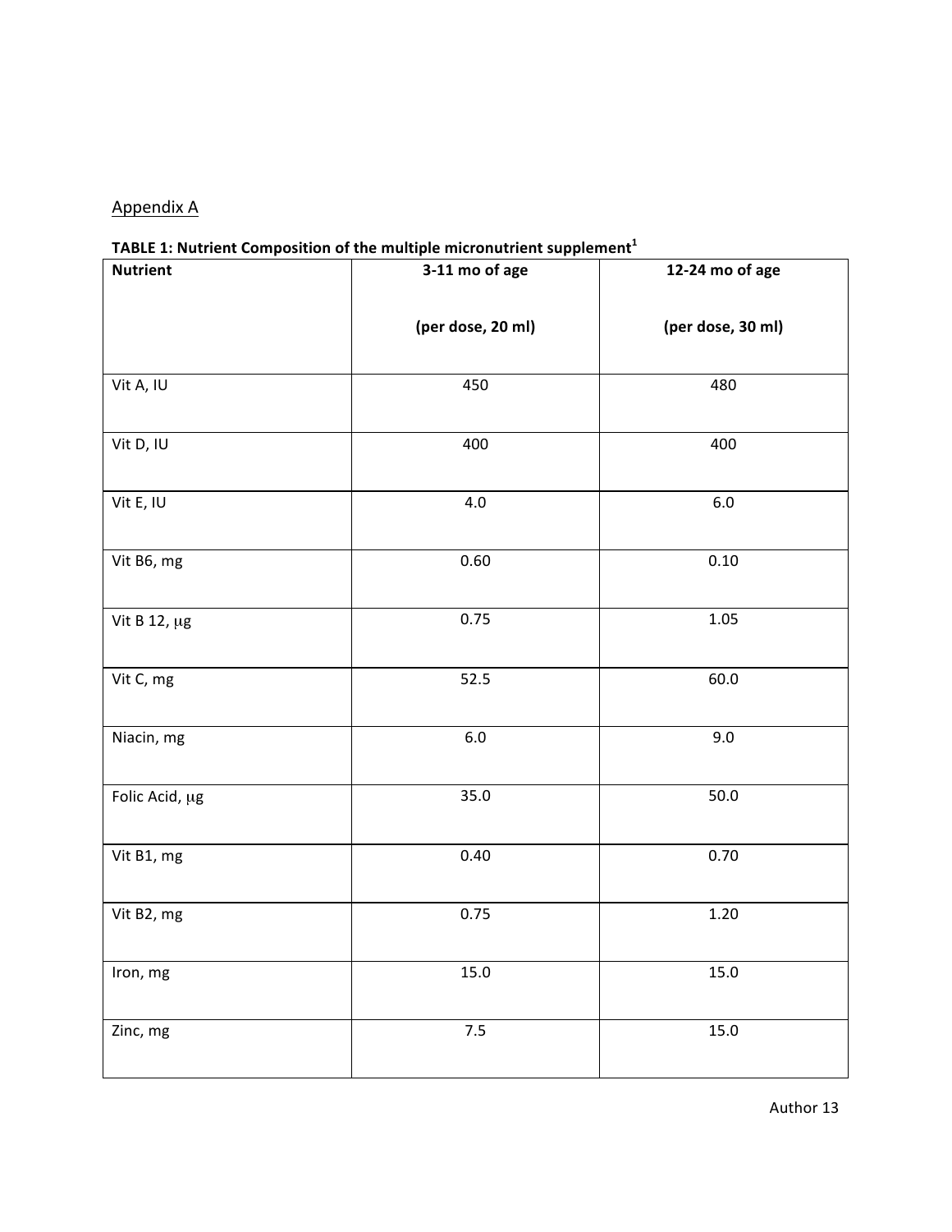Appendix A

**TABLE 1: Nutrient Composition of the multiple micronutrient supplement[1]**

| Nutrient | 3-11 mo of age (per dose, 20 ml) | 12-24 mo of age (per dose, 30 ml) |
|---|---|---|
| Vit A, IU | 450 | 480 |
| Vit D, IU | 400 | 400 |
| Vit E, IU | 4.0 | 6.0 |
| Vit B6, mg | 0.60 | 0.10 |
| Vit B 12, μg | 0.75 | 1.05 |
| Vit C, mg | 52.5 | 60.0 |
| Niacin, mg | 6.0 | 9.0 |
| Folic Acid, μg | 35.0 | 50.0 |
| Vit B1, mg | 0.40 | 0.70 |
| Vit B2, mg | 0.75 | 1.20 |
| Iron, mg | 15.0 | 15.0 |
| Zinc, mg | 7.5 | 15.0 |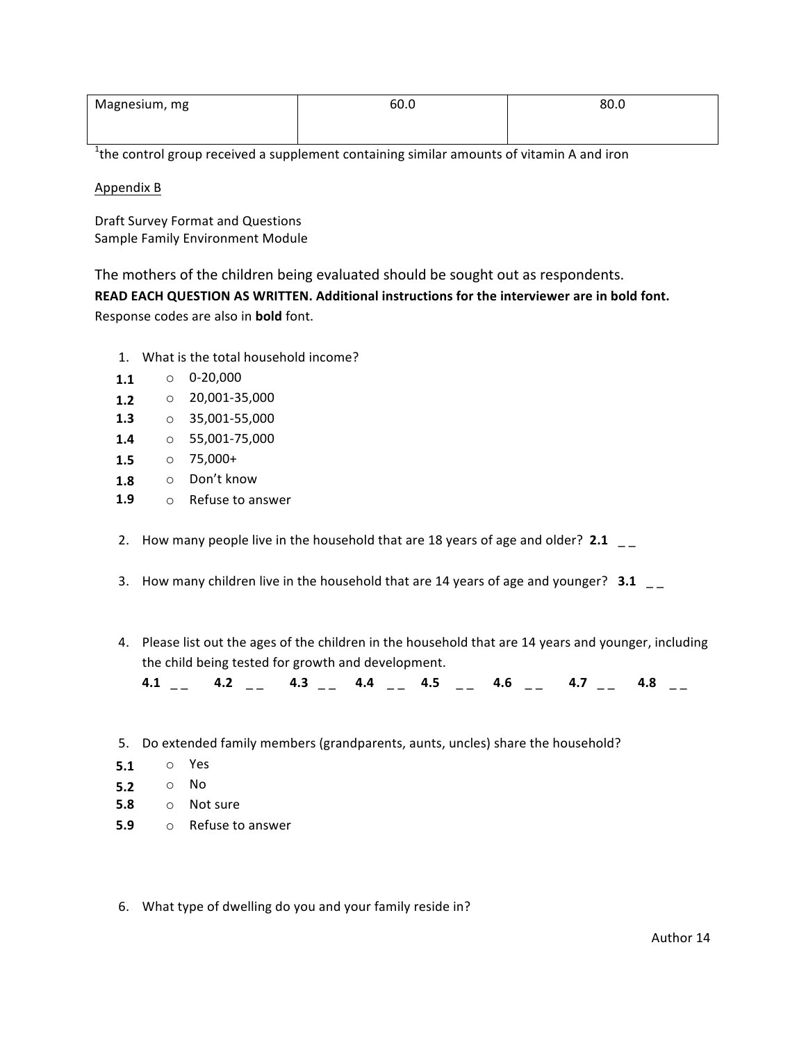| Magnesium, mg | 60.0 | 80.0 |
|---|---|---|

[1]the control group received a supplement containing similar amounts of vitamin A and iron

Appendix B

Draft Survey Format and Questions
Sample Family Environment Module

The mothers of the children being evaluated should be sought out as respondents.

**READ EACH QUESTION AS WRITTEN. Additional instructions for the interviewer are in bold font.**
Response codes are also in **bold** font.

1. What is the total household income?
   - **1.1** ○ 0-20,000
   - **1.2** ○ 20,001-35,000
   - **1.3** ○ 35,001-55,000
   - **1.4** ○ 55,001-75,000
   - **1.5** ○ 75,000+
   - **1.8** ○ Don't know
   - **1.9** ○ Refuse to answer

2. How many people live in the household that are 18 years of age and older? **2.1** _ _

3. How many children live in the household that are 14 years of age and younger? **3.1** _ _

4. Please list out the ages of the children in the household that are 14 years and younger, including the child being tested for growth and development.
   **4.1** _ _ **4.2** _ _ **4.3** _ _ **4.4** _ _ **4.5** _ _ **4.6** _ _ **4.7** _ _ **4.8** _ _

5. Do extended family members (grandparents, aunts, uncles) share the household?
   - **5.1** ○ Yes
   - **5.2** ○ No
   - **5.8** ○ Not sure
   - **5.9** ○ Refuse to answer

6. What type of dwelling do you and your family reside in?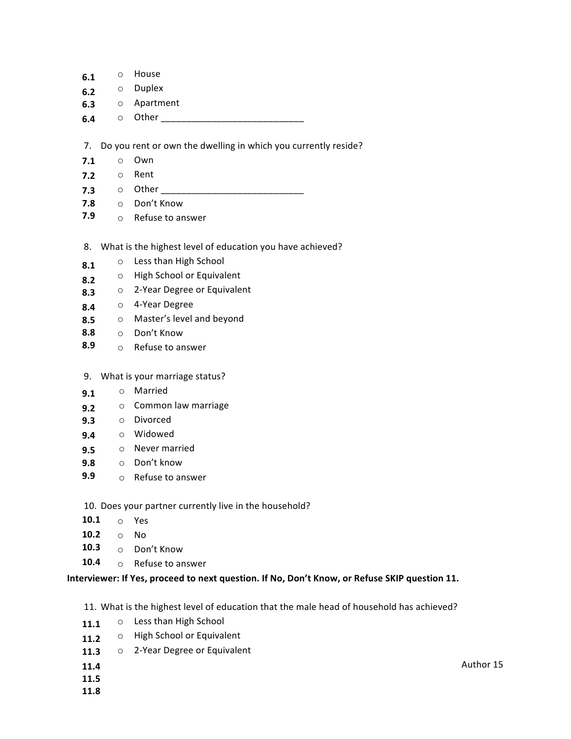- **6.1** ○ House
- **6.2** ○ Duplex
- **6.3** ○ Apartment
- **6.4** ○ Other ____________________________

7. Do you rent or own the dwelling in which you currently reside?

- **7.1** ○ Own
- **7.2** ○ Rent
- **7.3** ○ Other ____________________________
- **7.8** ○ Don't Know
- **7.9** ○ Refuse to answer

8. What is the highest level of education you have achieved?

- **8.1** ○ Less than High School
- **8.2** ○ High School or Equivalent
- **8.3** ○ 2-Year Degree or Equivalent
- **8.4** ○ 4-Year Degree
- **8.5** ○ Master's level and beyond
- **8.8** ○ Don't Know
- **8.9** ○ Refuse to answer

9. What is your marriage status?

- **9.1** ○ Married
- **9.2** ○ Common law marriage
- **9.3** ○ Divorced
- **9.4** ○ Widowed
- **9.5** ○ Never married
- **9.8** ○ Don't know
- **9.9** ○ Refuse to answer

10. Does your partner currently live in the household?

- **10.1** ○ Yes
- **10.2** ○ No
- **10.3** ○ Don't Know
- **10.4** ○ Refuse to answer

**Interviewer: If Yes, proceed to next question. If No, Don't Know, or Refuse SKIP question 11.**

11. What is the highest level of education that the male head of household has achieved?

- **11.1** ○ Less than High School
- **11.2** ○ High School or Equivalent
- **11.3** ○ 2-Year Degree or Equivalent
- **11.4**
- **11.5**
- **11.8**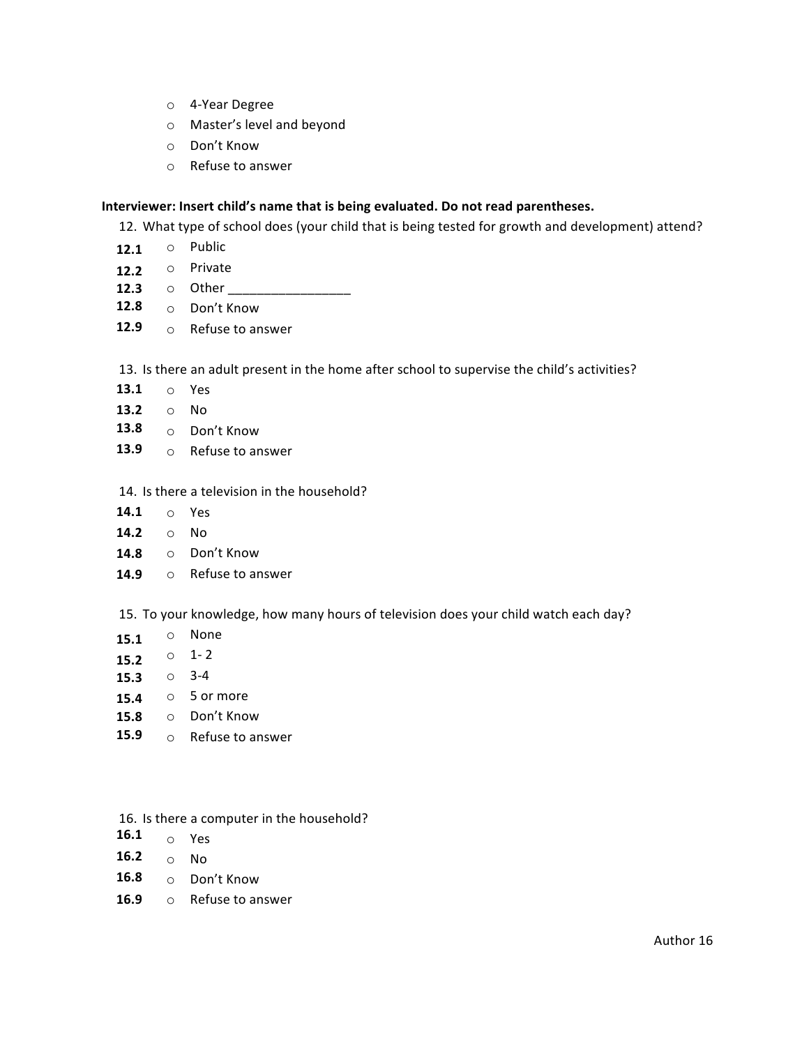- 4-Year Degree
- Master's level and beyond
- Don't Know
- Refuse to answer

**Interviewer: Insert child's name that is being evaluated. Do not read parentheses.**

12. What type of school does (your child that is being tested for growth and development) attend?

**12.1** ○ Public
**12.2** ○ Private
**12.3** ○ Other _________________
**12.8** ○ Don't Know
**12.9** ○ Refuse to answer

13. Is there an adult present in the home after school to supervise the child's activities?

**13.1** ○ Yes
**13.2** ○ No
**13.8** ○ Don't Know
**13.9** ○ Refuse to answer

14. Is there a television in the household?

**14.1** ○ Yes
**14.2** ○ No
**14.8** ○ Don't Know
**14.9** ○ Refuse to answer

15. To your knowledge, how many hours of television does your child watch each day?

**15.1** ○ None
**15.2** ○ 1- 2
**15.3** ○ 3-4
**15.4** ○ 5 or more
**15.8** ○ Don't Know
**15.9** ○ Refuse to answer

16. Is there a computer in the household?

**16.1** ○ Yes
**16.2** ○ No
**16.8** ○ Don't Know
**16.9** ○ Refuse to answer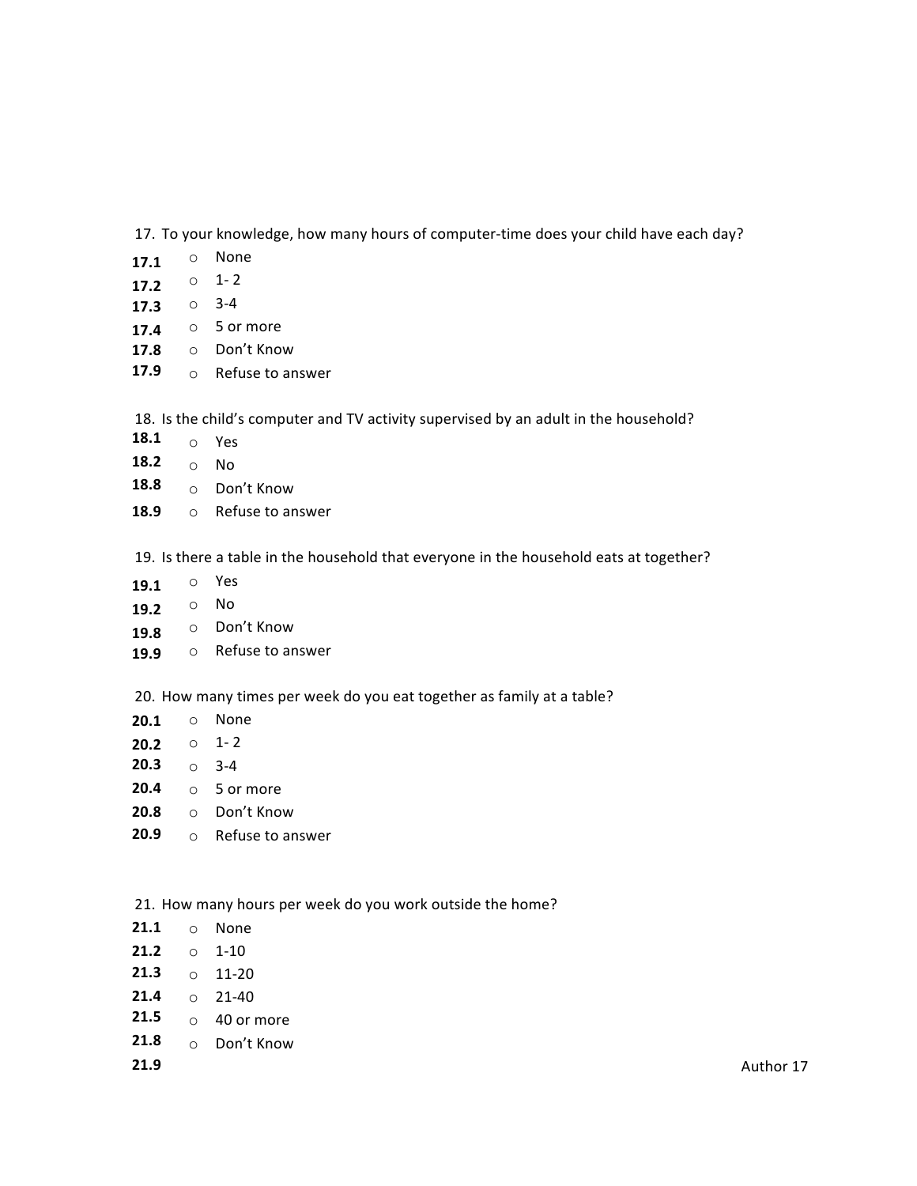17. To your knowledge, how many hours of computer-time does your child have each day?

**17.1** ○ None
**17.2** ○ 1- 2
**17.3** ○ 3-4
**17.4** ○ 5 or more
**17.8** ○ Don't Know
**17.9** ○ Refuse to answer

18. Is the child's computer and TV activity supervised by an adult in the household?

**18.1** ○ Yes
**18.2** ○ No
**18.8** ○ Don't Know
**18.9** ○ Refuse to answer

19. Is there a table in the household that everyone in the household eats at together?

**19.1** ○ Yes
**19.2** ○ No
**19.8** ○ Don't Know
**19.9** ○ Refuse to answer

20. How many times per week do you eat together as family at a table?

**20.1** ○ None
**20.2** ○ 1- 2
**20.3** ○ 3-4
**20.4** ○ 5 or more
**20.8** ○ Don't Know
**20.9** ○ Refuse to answer

21. How many hours per week do you work outside the home?

**21.1** ○ None
**21.2** ○ 1-10
**21.3** ○ 11-20
**21.4** ○ 21-40
**21.5** ○ 40 or more
**21.8** ○ Don't Know
**21.9**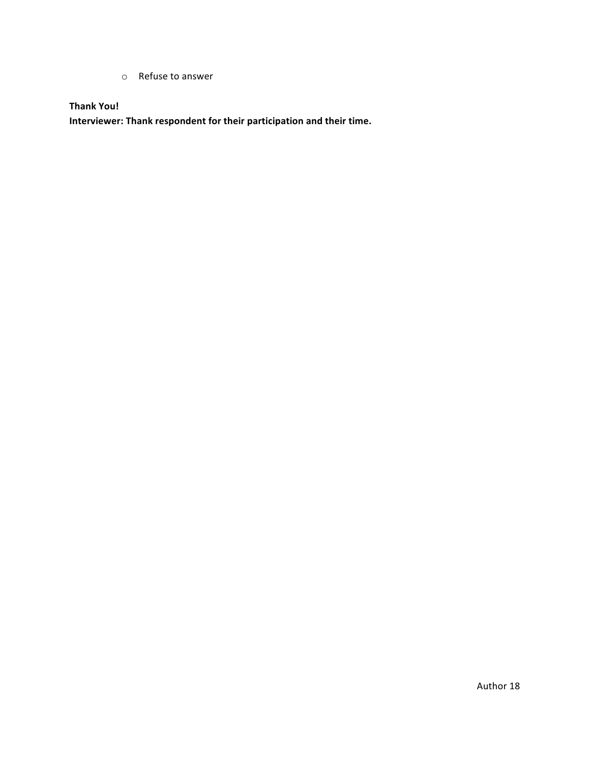- Refuse to answer

**Thank You!**
**Interviewer: Thank respondent for their participation and their time.**